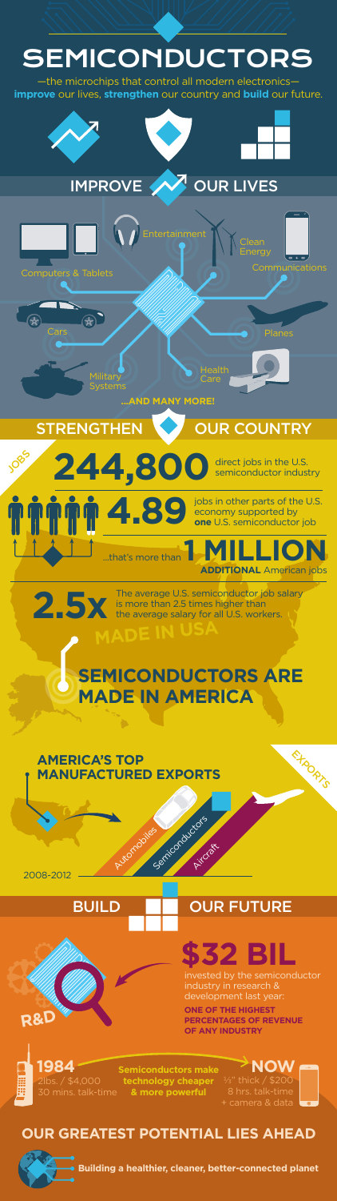# SEMICONDUCTORS

—the microchips that control all modern electronics— **improve** our lives, **strengthen** our country and **build** our future.

## IMPROVE OUR LIVES

- Computers & Tablets
- Entertainment
- Clean Energy
- Communications
- Cars
- Planes
- Military Systems
- Health Care

**...AND MANY MORE!**

## STRENGTHEN OUR COUNTRY

JOBS

**244,800** direct jobs in the U.S. semiconductor industry

**4.89** jobs in other parts of the U.S. economy supported by **one** U.S. semiconductor job

...that's more than **1 MILLION** **ADDITIONAL** American jobs

**2.5x** The average U.S. semiconductor job salary is more than 2.5 times higher than the average salary for all U.S. workers.

MADE IN USA

### SEMICONDUCTORS ARE MADE IN AMERICA

EXPORTS

**AMERICA'S TOP MANUFACTURED EXPORTS**

- Automobiles
- Semiconductors
- Aircraft

2008-2012

## BUILD OUR FUTURE

R&D

**$32 BIL**

invested by the semiconductor industry in research & development last year:

**ONE OF THE HIGHEST PERCENTAGES OF REVENUE OF ANY INDUSTRY**

**1984**
2lbs. / $4,000
30 mins. talk-time

**Semiconductors make technology cheaper & more powerful**

**NOW**
⅓" thick / $200
8 hrs. talk-time
+ camera & data

## OUR GREATEST POTENTIAL LIES AHEAD

**Building a healthier, cleaner, better-connected planet**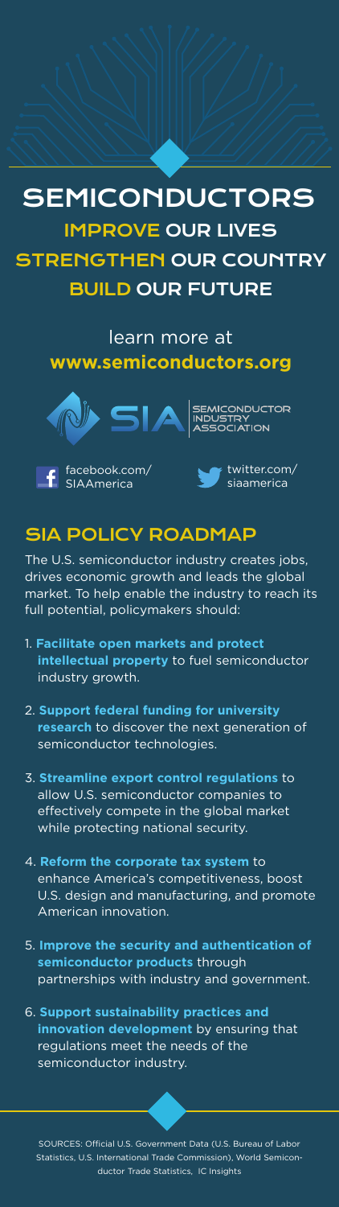# SEMICONDUCTORS

## IMPROVE OUR LIVES
## STRENGTHEN OUR COUNTRY
## BUILD OUR FUTURE

learn more at
**www.semiconductors.org**

SIA SEMICONDUCTOR INDUSTRY ASSOCIATION

facebook.com/SIAAmerica

twitter.com/siaamerica

## SIA POLICY ROADMAP

The U.S. semiconductor industry creates jobs, drives economic growth and leads the global market. To help enable the industry to reach its full potential, policymakers should:

1. **Facilitate open markets and protect intellectual property** to fuel semiconductor industry growth.
2. **Support federal funding for university research** to discover the next generation of semiconductor technologies.
3. **Streamline export control regulations** to allow U.S. semiconductor companies to effectively compete in the global market while protecting national security.
4. **Reform the corporate tax system** to enhance America's competitiveness, boost U.S. design and manufacturing, and promote American innovation.
5. **Improve the security and authentication of semiconductor products** through partnerships with industry and government.
6. **Support sustainability practices and innovation development** by ensuring that regulations meet the needs of the semiconductor industry.

SOURCES: Official U.S. Government Data (U.S. Bureau of Labor Statistics, U.S. International Trade Commission), World Semiconductor Trade Statistics, IC Insights